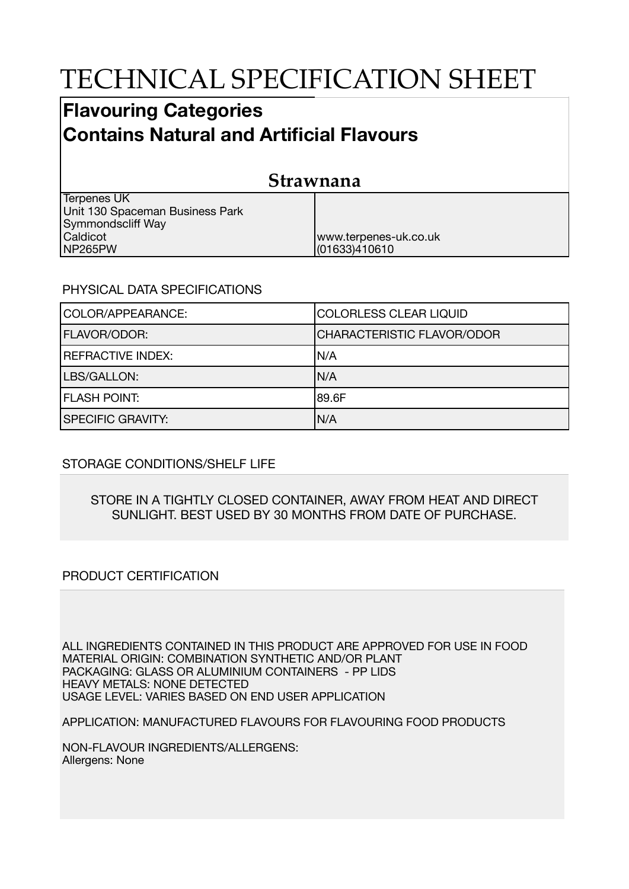# TECHNICAL SPECIFICATION SHEET

## Flavouring Categories
## Contains Natural and Artificial Flavours

### Strawnana

| | |
|---|---|
| Terpenes UK<br>Unit 130 Spaceman Business Park<br>Symmondscliff Way<br>Caldicot<br>NP265PW | www.terpenes-uk.co.uk<br>(01633)410610 |

PHYSICAL DATA SPECIFICATIONS

| | |
|---|---|
| COLOR/APPEARANCE: | COLORLESS CLEAR LIQUID |
| FLAVOR/ODOR: | CHARACTERISTIC FLAVOR/ODOR |
| REFRACTIVE INDEX: | N/A |
| LBS/GALLON: | N/A |
| FLASH POINT: | 89.6F |
| SPECIFIC GRAVITY: | N/A |

STORAGE CONDITIONS/SHELF LIFE

STORE IN A TIGHTLY CLOSED CONTAINER, AWAY FROM HEAT AND DIRECT SUNLIGHT. BEST USED BY 30 MONTHS FROM DATE OF PURCHASE.

PRODUCT CERTIFICATION

ALL INGREDIENTS CONTAINED IN THIS PRODUCT ARE APPROVED FOR USE IN FOOD
MATERIAL ORIGIN: COMBINATION SYNTHETIC AND/OR PLANT
PACKAGING: GLASS OR ALUMINIUM CONTAINERS - PP LIDS
HEAVY METALS: NONE DETECTED
USAGE LEVEL: VARIES BASED ON END USER APPLICATION

APPLICATION: MANUFACTURED FLAVOURS FOR FLAVOURING FOOD PRODUCTS

NON-FLAVOUR INGREDIENTS/ALLERGENS:
Allergens: None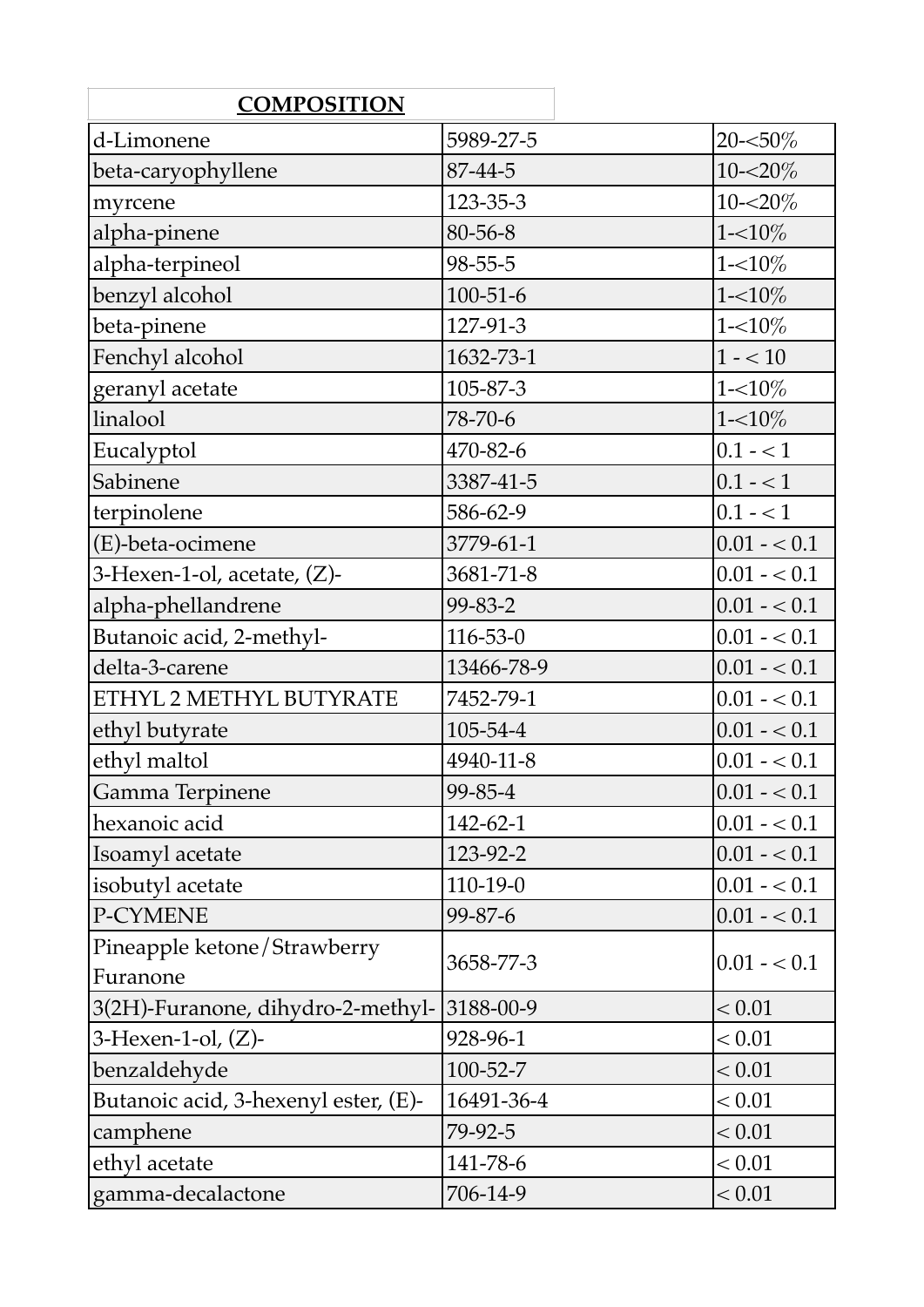**COMPOSITION**

| | | |
|---|---|---|
| d-Limonene | 5989-27-5 | 20-<50% |
| beta-caryophyllene | 87-44-5 | 10-<20% |
| myrcene | 123-35-3 | 10-<20% |
| alpha-pinene | 80-56-8 | 1-<10% |
| alpha-terpineol | 98-55-5 | 1-<10% |
| benzyl alcohol | 100-51-6 | 1-<10% |
| beta-pinene | 127-91-3 | 1-<10% |
| Fenchyl alcohol | 1632-73-1 | 1 - < 10 |
| geranyl acetate | 105-87-3 | 1-<10% |
| linalool | 78-70-6 | 1-<10% |
| Eucalyptol | 470-82-6 | 0.1 - < 1 |
| Sabinene | 3387-41-5 | 0.1 - < 1 |
| terpinolene | 586-62-9 | 0.1 - < 1 |
| (E)-beta-ocimene | 3779-61-1 | 0.01 - < 0.1 |
| 3-Hexen-1-ol, acetate, (Z)- | 3681-71-8 | 0.01 - < 0.1 |
| alpha-phellandrene | 99-83-2 | 0.01 - < 0.1 |
| Butanoic acid, 2-methyl- | 116-53-0 | 0.01 - < 0.1 |
| delta-3-carene | 13466-78-9 | 0.01 - < 0.1 |
| ETHYL 2 METHYL BUTYRATE | 7452-79-1 | 0.01 - < 0.1 |
| ethyl butyrate | 105-54-4 | 0.01 - < 0.1 |
| ethyl maltol | 4940-11-8 | 0.01 - < 0.1 |
| Gamma Terpinene | 99-85-4 | 0.01 - < 0.1 |
| hexanoic acid | 142-62-1 | 0.01 - < 0.1 |
| Isoamyl acetate | 123-92-2 | 0.01 - < 0.1 |
| isobutyl acetate | 110-19-0 | 0.01 - < 0.1 |
| P-CYMENE | 99-87-6 | 0.01 - < 0.1 |
| Pineapple ketone/Strawberry Furanone | 3658-77-3 | 0.01 - < 0.1 |
| 3(2H)-Furanone, dihydro-2-methyl- | 3188-00-9 | < 0.01 |
| 3-Hexen-1-ol, (Z)- | 928-96-1 | < 0.01 |
| benzaldehyde | 100-52-7 | < 0.01 |
| Butanoic acid, 3-hexenyl ester, (E)- | 16491-36-4 | < 0.01 |
| camphene | 79-92-5 | < 0.01 |
| ethyl acetate | 141-78-6 | < 0.01 |
| gamma-decalactone | 706-14-9 | < 0.01 |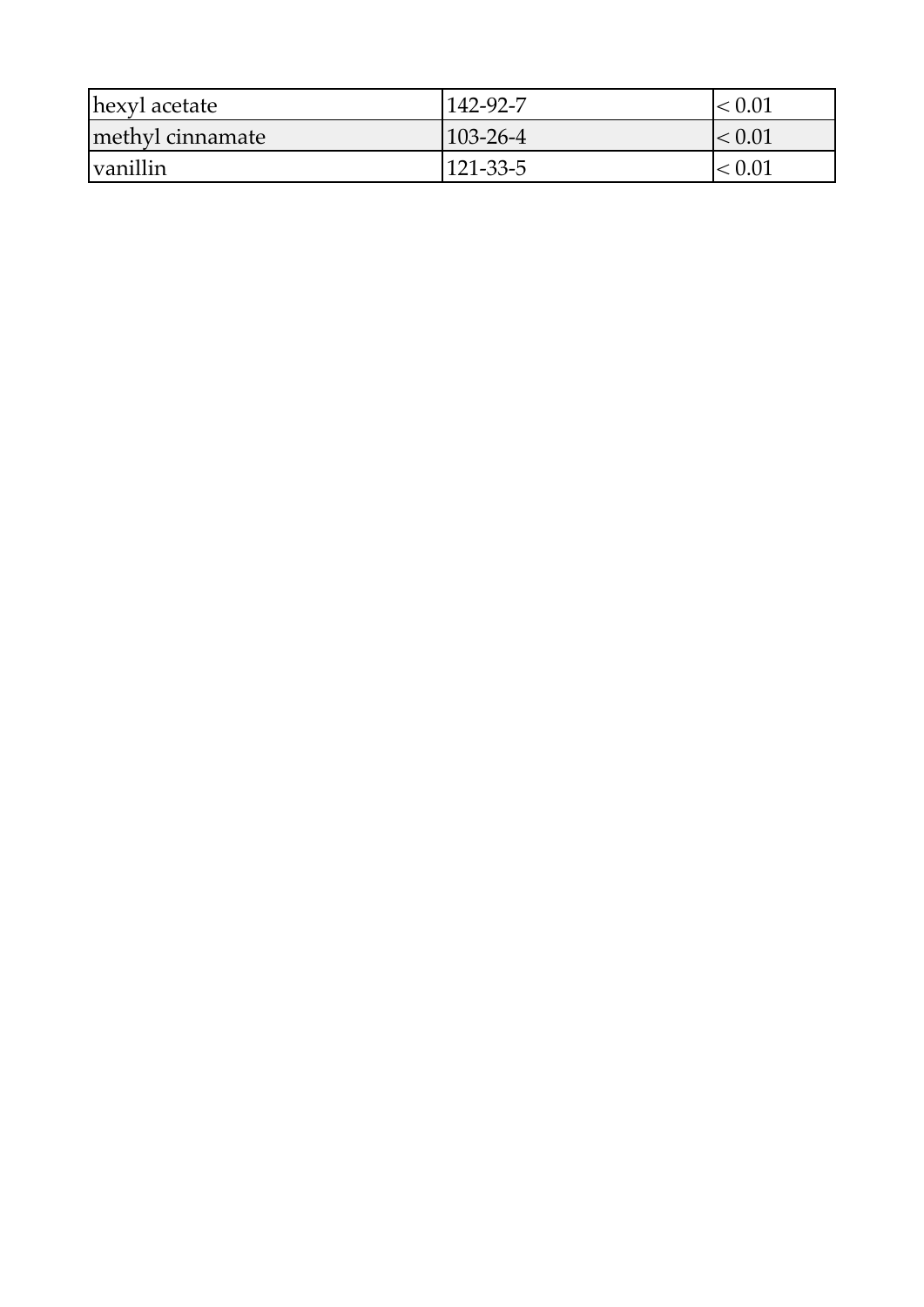| | | |
|---|---|---|
| hexyl acetate | 142-92-7 | < 0.01 |
| methyl cinnamate | 103-26-4 | < 0.01 |
| vanillin | 121-33-5 | < 0.01 |